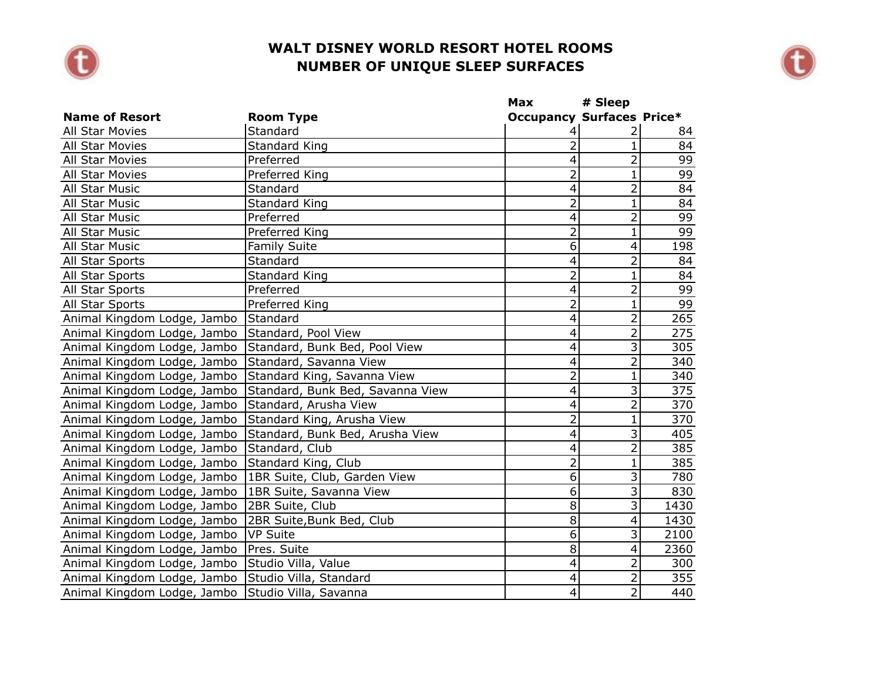# WALT DISNEY WORLD RESORT HOTEL ROOMS
# NUMBER OF UNIQUE SLEEP SURFACES

| Name of Resort | Room Type | Max Occupancy | # Sleep Surfaces | Price* |
|---|---|---|---|---|
| All Star Movies | Standard | 4 | 2 | 84 |
| All Star Movies | Standard King | 2 | 1 | 84 |
| All Star Movies | Preferred | 4 | 2 | 99 |
| All Star Movies | Preferred King | 2 | 1 | 99 |
| All Star Music | Standard | 4 | 2 | 84 |
| All Star Music | Standard King | 2 | 1 | 84 |
| All Star Music | Preferred | 4 | 2 | 99 |
| All Star Music | Preferred King | 2 | 1 | 99 |
| All Star Music | Family Suite | 6 | 4 | 198 |
| All Star Sports | Standard | 4 | 2 | 84 |
| All Star Sports | Standard King | 2 | 1 | 84 |
| All Star Sports | Preferred | 4 | 2 | 99 |
| All Star Sports | Preferred King | 2 | 1 | 99 |
| Animal Kingdom Lodge, Jambo | Standard | 4 | 2 | 265 |
| Animal Kingdom Lodge, Jambo | Standard, Pool View | 4 | 2 | 275 |
| Animal Kingdom Lodge, Jambo | Standard, Bunk Bed, Pool View | 4 | 3 | 305 |
| Animal Kingdom Lodge, Jambo | Standard, Savanna View | 4 | 2 | 340 |
| Animal Kingdom Lodge, Jambo | Standard King, Savanna View | 2 | 1 | 340 |
| Animal Kingdom Lodge, Jambo | Standard, Bunk Bed, Savanna View | 4 | 3 | 375 |
| Animal Kingdom Lodge, Jambo | Standard, Arusha View | 4 | 2 | 370 |
| Animal Kingdom Lodge, Jambo | Standard King, Arusha View | 2 | 1 | 370 |
| Animal Kingdom Lodge, Jambo | Standard, Bunk Bed, Arusha View | 4 | 3 | 405 |
| Animal Kingdom Lodge, Jambo | Standard, Club | 4 | 2 | 385 |
| Animal Kingdom Lodge, Jambo | Standard King, Club | 2 | 1 | 385 |
| Animal Kingdom Lodge, Jambo | 1BR Suite, Club, Garden View | 6 | 3 | 780 |
| Animal Kingdom Lodge, Jambo | 1BR Suite, Savanna View | 6 | 3 | 830 |
| Animal Kingdom Lodge, Jambo | 2BR Suite, Club | 8 | 3 | 1430 |
| Animal Kingdom Lodge, Jambo | 2BR Suite,Bunk Bed, Club | 8 | 4 | 1430 |
| Animal Kingdom Lodge, Jambo | VP Suite | 6 | 3 | 2100 |
| Animal Kingdom Lodge, Jambo | Pres. Suite | 8 | 4 | 2360 |
| Animal Kingdom Lodge, Jambo | Studio Villa, Value | 4 | 2 | 300 |
| Animal Kingdom Lodge, Jambo | Studio Villa, Standard | 4 | 2 | 355 |
| Animal Kingdom Lodge, Jambo | Studio Villa, Savanna | 4 | 2 | 440 |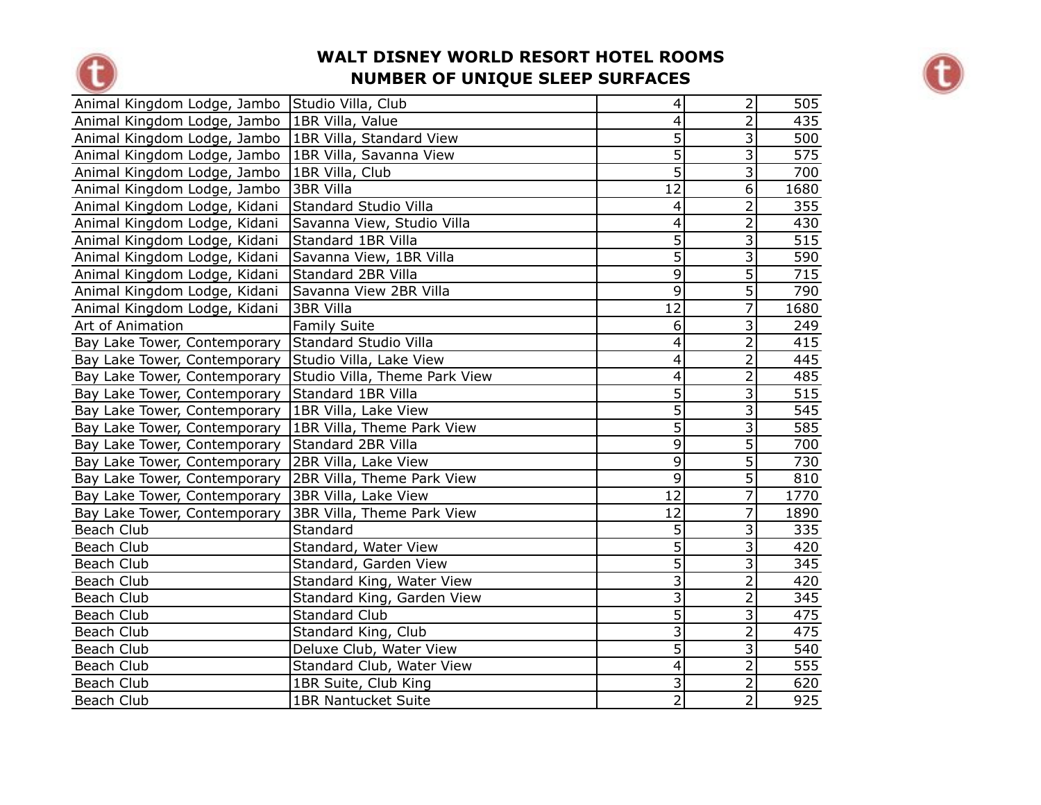# WALT DISNEY WORLD RESORT HOTEL ROOMS
# NUMBER OF UNIQUE SLEEP SURFACES

| | | | | |
|---|---|---|---|---|
| Animal Kingdom Lodge, Jambo | Studio Villa, Club | 4 | 2 | 505 |
| Animal Kingdom Lodge, Jambo | 1BR Villa, Value | 4 | 2 | 435 |
| Animal Kingdom Lodge, Jambo | 1BR Villa, Standard View | 5 | 3 | 500 |
| Animal Kingdom Lodge, Jambo | 1BR Villa, Savanna View | 5 | 3 | 575 |
| Animal Kingdom Lodge, Jambo | 1BR Villa, Club | 5 | 3 | 700 |
| Animal Kingdom Lodge, Jambo | 3BR Villa | 12 | 6 | 1680 |
| Animal Kingdom Lodge, Kidani | Standard Studio Villa | 4 | 2 | 355 |
| Animal Kingdom Lodge, Kidani | Savanna View, Studio Villa | 4 | 2 | 430 |
| Animal Kingdom Lodge, Kidani | Standard 1BR Villa | 5 | 3 | 515 |
| Animal Kingdom Lodge, Kidani | Savanna View, 1BR Villa | 5 | 3 | 590 |
| Animal Kingdom Lodge, Kidani | Standard 2BR Villa | 9 | 5 | 715 |
| Animal Kingdom Lodge, Kidani | Savanna View 2BR Villa | 9 | 5 | 790 |
| Animal Kingdom Lodge, Kidani | 3BR Villa | 12 | 7 | 1680 |
| Art of Animation | Family Suite | 6 | 3 | 249 |
| Bay Lake Tower, Contemporary | Standard Studio Villa | 4 | 2 | 415 |
| Bay Lake Tower, Contemporary | Studio Villa, Lake View | 4 | 2 | 445 |
| Bay Lake Tower, Contemporary | Studio Villa, Theme Park View | 4 | 2 | 485 |
| Bay Lake Tower, Contemporary | Standard 1BR Villa | 5 | 3 | 515 |
| Bay Lake Tower, Contemporary | 1BR Villa, Lake View | 5 | 3 | 545 |
| Bay Lake Tower, Contemporary | 1BR Villa, Theme Park View | 5 | 3 | 585 |
| Bay Lake Tower, Contemporary | Standard 2BR Villa | 9 | 5 | 700 |
| Bay Lake Tower, Contemporary | 2BR Villa, Lake View | 9 | 5 | 730 |
| Bay Lake Tower, Contemporary | 2BR Villa, Theme Park View | 9 | 5 | 810 |
| Bay Lake Tower, Contemporary | 3BR Villa, Lake View | 12 | 7 | 1770 |
| Bay Lake Tower, Contemporary | 3BR Villa, Theme Park View | 12 | 7 | 1890 |
| Beach Club | Standard | 5 | 3 | 335 |
| Beach Club | Standard, Water View | 5 | 3 | 420 |
| Beach Club | Standard, Garden View | 5 | 3 | 345 |
| Beach Club | Standard King, Water View | 3 | 2 | 420 |
| Beach Club | Standard King, Garden View | 3 | 2 | 345 |
| Beach Club | Standard Club | 5 | 3 | 475 |
| Beach Club | Standard King, Club | 3 | 2 | 475 |
| Beach Club | Deluxe Club, Water View | 5 | 3 | 540 |
| Beach Club | Standard Club, Water View | 4 | 2 | 555 |
| Beach Club | 1BR Suite, Club King | 3 | 2 | 620 |
| Beach Club | 1BR Nantucket Suite | 2 | 2 | 925 |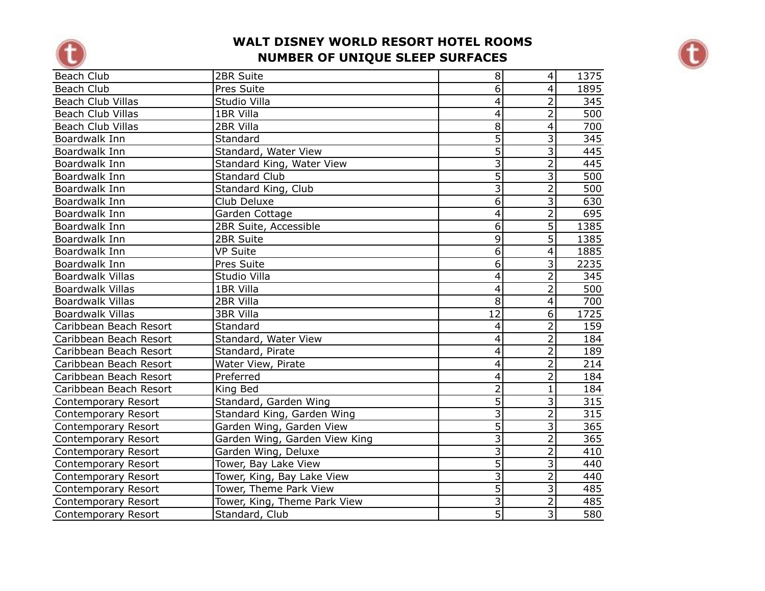## WALT DISNEY WORLD RESORT HOTEL ROOMS
## NUMBER OF UNIQUE SLEEP SURFACES

| | | | | |
|---|---|---|---|---|
| Beach Club | 2BR Suite | 8 | 4 | 1375 |
| Beach Club | Pres Suite | 6 | 4 | 1895 |
| Beach Club Villas | Studio Villa | 4 | 2 | 345 |
| Beach Club Villas | 1BR Villa | 4 | 2 | 500 |
| Beach Club Villas | 2BR Villa | 8 | 4 | 700 |
| Boardwalk Inn | Standard | 5 | 3 | 345 |
| Boardwalk Inn | Standard, Water View | 5 | 3 | 445 |
| Boardwalk Inn | Standard King, Water View | 3 | 2 | 445 |
| Boardwalk Inn | Standard Club | 5 | 3 | 500 |
| Boardwalk Inn | Standard King, Club | 3 | 2 | 500 |
| Boardwalk Inn | Club Deluxe | 6 | 3 | 630 |
| Boardwalk Inn | Garden Cottage | 4 | 2 | 695 |
| Boardwalk Inn | 2BR Suite, Accessible | 6 | 5 | 1385 |
| Boardwalk Inn | 2BR Suite | 9 | 5 | 1385 |
| Boardwalk Inn | VP Suite | 6 | 4 | 1885 |
| Boardwalk Inn | Pres Suite | 6 | 3 | 2235 |
| Boardwalk Villas | Studio Villa | 4 | 2 | 345 |
| Boardwalk Villas | 1BR Villa | 4 | 2 | 500 |
| Boardwalk Villas | 2BR Villa | 8 | 4 | 700 |
| Boardwalk Villas | 3BR Villa | 12 | 6 | 1725 |
| Caribbean Beach Resort | Standard | 4 | 2 | 159 |
| Caribbean Beach Resort | Standard, Water View | 4 | 2 | 184 |
| Caribbean Beach Resort | Standard, Pirate | 4 | 2 | 189 |
| Caribbean Beach Resort | Water View, Pirate | 4 | 2 | 214 |
| Caribbean Beach Resort | Preferred | 4 | 2 | 184 |
| Caribbean Beach Resort | King Bed | 2 | 1 | 184 |
| Contemporary Resort | Standard, Garden Wing | 5 | 3 | 315 |
| Contemporary Resort | Standard King, Garden Wing | 3 | 2 | 315 |
| Contemporary Resort | Garden Wing, Garden View | 5 | 3 | 365 |
| Contemporary Resort | Garden Wing, Garden View King | 3 | 2 | 365 |
| Contemporary Resort | Garden Wing, Deluxe | 3 | 2 | 410 |
| Contemporary Resort | Tower, Bay Lake View | 5 | 3 | 440 |
| Contemporary Resort | Tower, King, Bay Lake View | 3 | 2 | 440 |
| Contemporary Resort | Tower, Theme Park View | 5 | 3 | 485 |
| Contemporary Resort | Tower, King, Theme Park View | 3 | 2 | 485 |
| Contemporary Resort | Standard, Club | 5 | 3 | 580 |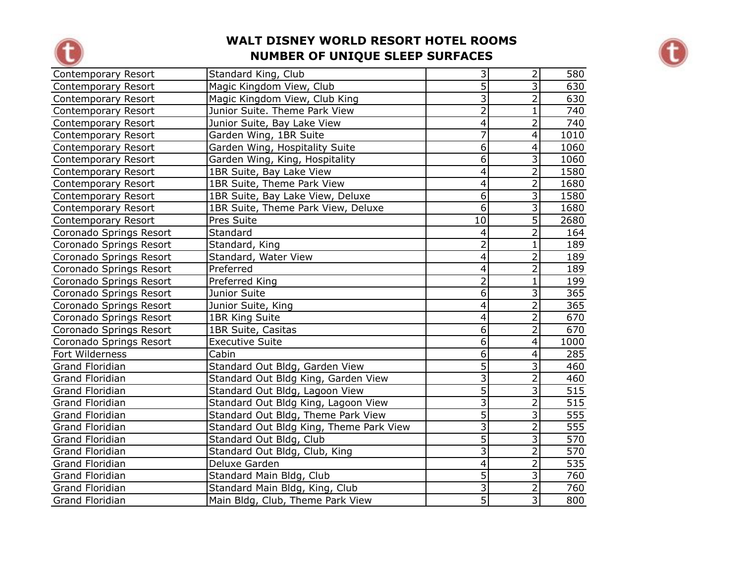## WALT DISNEY WORLD RESORT HOTEL ROOMS
## NUMBER OF UNIQUE SLEEP SURFACES

| | | | | |
|---|---|---|---|---|
| Contemporary Resort | Standard King, Club | 3 | 2 | 580 |
| Contemporary Resort | Magic Kingdom View, Club | 5 | 3 | 630 |
| Contemporary Resort | Magic Kingdom View, Club King | 3 | 2 | 630 |
| Contemporary Resort | Junior Suite. Theme Park View | 2 | 1 | 740 |
| Contemporary Resort | Junior Suite, Bay Lake View | 4 | 2 | 740 |
| Contemporary Resort | Garden Wing, 1BR Suite | 7 | 4 | 1010 |
| Contemporary Resort | Garden Wing, Hospitality Suite | 6 | 4 | 1060 |
| Contemporary Resort | Garden Wing, King, Hospitality | 6 | 3 | 1060 |
| Contemporary Resort | 1BR Suite, Bay Lake View | 4 | 2 | 1580 |
| Contemporary Resort | 1BR Suite, Theme Park View | 4 | 2 | 1680 |
| Contemporary Resort | 1BR Suite, Bay Lake View, Deluxe | 6 | 3 | 1580 |
| Contemporary Resort | 1BR Suite, Theme Park View, Deluxe | 6 | 3 | 1680 |
| Contemporary Resort | Pres Suite | 10 | 5 | 2680 |
| Coronado Springs Resort | Standard | 4 | 2 | 164 |
| Coronado Springs Resort | Standard, King | 2 | 1 | 189 |
| Coronado Springs Resort | Standard, Water View | 4 | 2 | 189 |
| Coronado Springs Resort | Preferred | 4 | 2 | 189 |
| Coronado Springs Resort | Preferred King | 2 | 1 | 199 |
| Coronado Springs Resort | Junior Suite | 6 | 3 | 365 |
| Coronado Springs Resort | Junior Suite, King | 4 | 2 | 365 |
| Coronado Springs Resort | 1BR King Suite | 4 | 2 | 670 |
| Coronado Springs Resort | 1BR Suite, Casitas | 6 | 2 | 670 |
| Coronado Springs Resort | Executive Suite | 6 | 4 | 1000 |
| Fort Wilderness | Cabin | 6 | 4 | 285 |
| Grand Floridian | Standard Out Bldg, Garden View | 5 | 3 | 460 |
| Grand Floridian | Standard Out Bldg King, Garden View | 3 | 2 | 460 |
| Grand Floridian | Standard Out Bldg, Lagoon View | 5 | 3 | 515 |
| Grand Floridian | Standard Out Bldg King, Lagoon View | 3 | 2 | 515 |
| Grand Floridian | Standard Out Bldg, Theme Park View | 5 | 3 | 555 |
| Grand Floridian | Standard Out Bldg King, Theme Park View | 3 | 2 | 555 |
| Grand Floridian | Standard Out Bldg, Club | 5 | 3 | 570 |
| Grand Floridian | Standard Out Bldg, Club, King | 3 | 2 | 570 |
| Grand Floridian | Deluxe Garden | 4 | 2 | 535 |
| Grand Floridian | Standard Main Bldg, Club | 5 | 3 | 760 |
| Grand Floridian | Standard Main Bldg, King, Club | 3 | 2 | 760 |
| Grand Floridian | Main Bldg, Club, Theme Park View | 5 | 3 | 800 |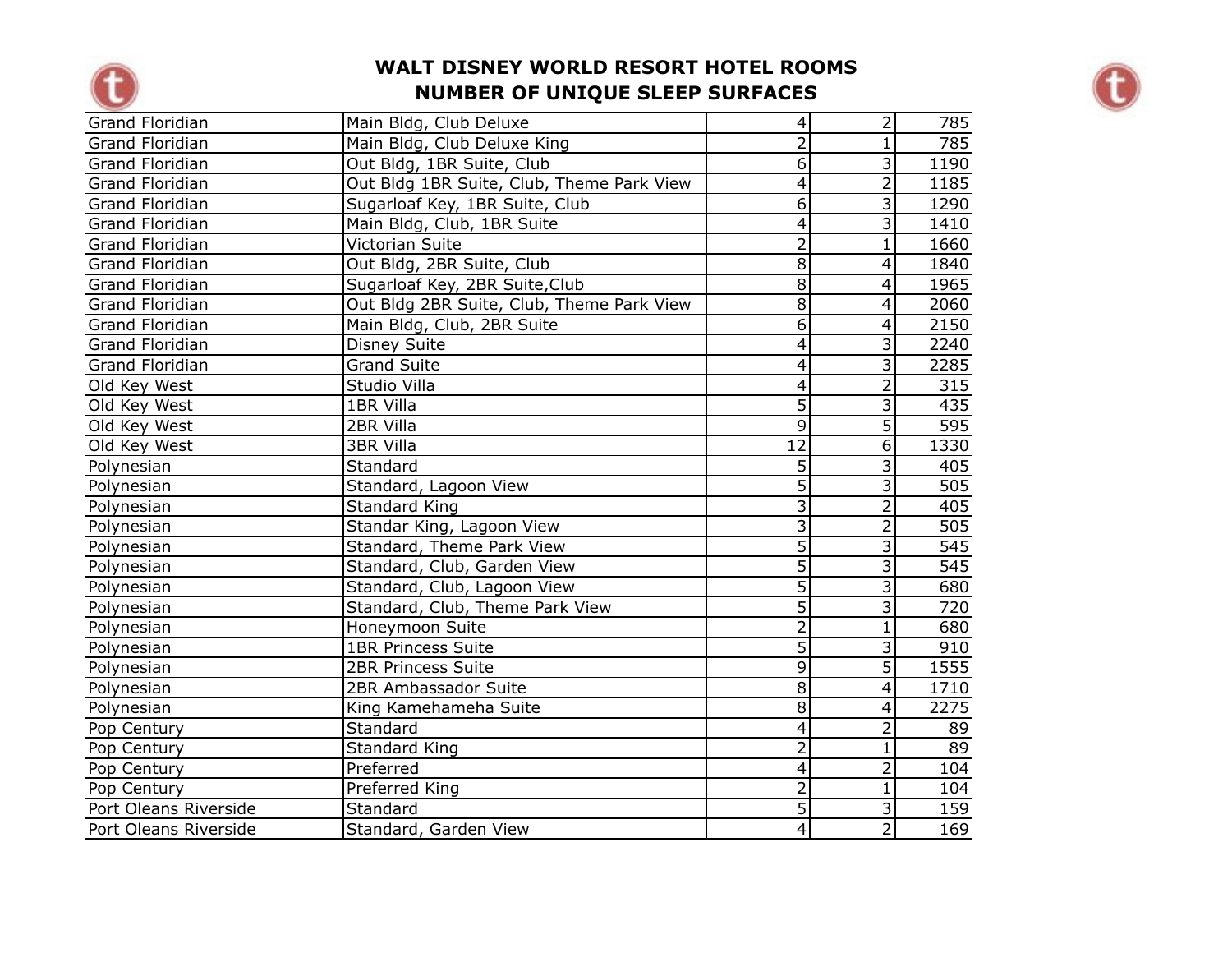# WALT DISNEY WORLD RESORT HOTEL ROOMS
# NUMBER OF UNIQUE SLEEP SURFACES

| | | | | |
|---|---|---|---|---|
| Grand Floridian | Main Bldg, Club Deluxe | 4 | 2 | 785 |
| Grand Floridian | Main Bldg, Club Deluxe King | 2 | 1 | 785 |
| Grand Floridian | Out Bldg, 1BR Suite, Club | 6 | 3 | 1190 |
| Grand Floridian | Out Bldg 1BR Suite, Club, Theme Park View | 4 | 2 | 1185 |
| Grand Floridian | Sugarloaf Key, 1BR Suite, Club | 6 | 3 | 1290 |
| Grand Floridian | Main Bldg, Club, 1BR Suite | 4 | 3 | 1410 |
| Grand Floridian | Victorian Suite | 2 | 1 | 1660 |
| Grand Floridian | Out Bldg, 2BR Suite, Club | 8 | 4 | 1840 |
| Grand Floridian | Sugarloaf Key, 2BR Suite,Club | 8 | 4 | 1965 |
| Grand Floridian | Out Bldg 2BR Suite, Club, Theme Park View | 8 | 4 | 2060 |
| Grand Floridian | Main Bldg, Club, 2BR Suite | 6 | 4 | 2150 |
| Grand Floridian | Disney Suite | 4 | 3 | 2240 |
| Grand Floridian | Grand Suite | 4 | 3 | 2285 |
| Old Key West | Studio Villa | 4 | 2 | 315 |
| Old Key West | 1BR Villa | 5 | 3 | 435 |
| Old Key West | 2BR Villa | 9 | 5 | 595 |
| Old Key West | 3BR Villa | 12 | 6 | 1330 |
| Polynesian | Standard | 5 | 3 | 405 |
| Polynesian | Standard, Lagoon View | 5 | 3 | 505 |
| Polynesian | Standard King | 3 | 2 | 405 |
| Polynesian | Standar King, Lagoon View | 3 | 2 | 505 |
| Polynesian | Standard, Theme Park View | 5 | 3 | 545 |
| Polynesian | Standard, Club, Garden View | 5 | 3 | 545 |
| Polynesian | Standard, Club, Lagoon View | 5 | 3 | 680 |
| Polynesian | Standard, Club, Theme Park View | 5 | 3 | 720 |
| Polynesian | Honeymoon Suite | 2 | 1 | 680 |
| Polynesian | 1BR Princess Suite | 5 | 3 | 910 |
| Polynesian | 2BR Princess Suite | 9 | 5 | 1555 |
| Polynesian | 2BR Ambassador Suite | 8 | 4 | 1710 |
| Polynesian | King Kamehameha Suite | 8 | 4 | 2275 |
| Pop Century | Standard | 4 | 2 | 89 |
| Pop Century | Standard King | 2 | 1 | 89 |
| Pop Century | Preferred | 4 | 2 | 104 |
| Pop Century | Preferred King | 2 | 1 | 104 |
| Port Oleans Riverside | Standard | 5 | 3 | 159 |
| Port Oleans Riverside | Standard, Garden View | 4 | 2 | 169 |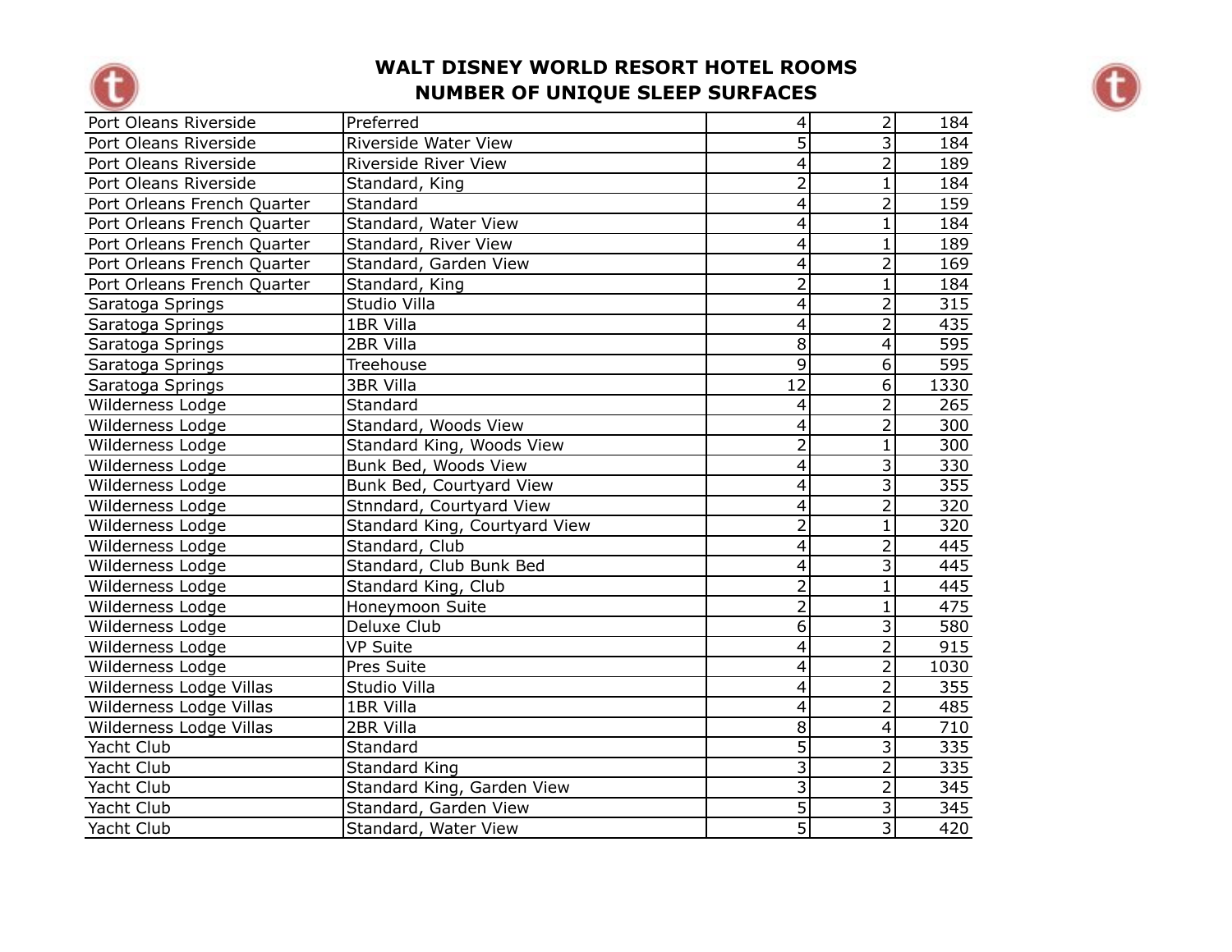# WALT DISNEY WORLD RESORT HOTEL ROOMS
## NUMBER OF UNIQUE SLEEP SURFACES

| | | | | |
|---|---|---|---|---|
| Port Oleans Riverside | Preferred | 4 | 2 | 184 |
| Port Oleans Riverside | Riverside Water View | 5 | 3 | 184 |
| Port Oleans Riverside | Riverside River View | 4 | 2 | 189 |
| Port Oleans Riverside | Standard, King | 2 | 1 | 184 |
| Port Orleans French Quarter | Standard | 4 | 2 | 159 |
| Port Orleans French Quarter | Standard, Water View | 4 | 1 | 184 |
| Port Orleans French Quarter | Standard, River View | 4 | 1 | 189 |
| Port Orleans French Quarter | Standard, Garden View | 4 | 2 | 169 |
| Port Orleans French Quarter | Standard, King | 2 | 1 | 184 |
| Saratoga Springs | Studio Villa | 4 | 2 | 315 |
| Saratoga Springs | 1BR Villa | 4 | 2 | 435 |
| Saratoga Springs | 2BR Villa | 8 | 4 | 595 |
| Saratoga Springs | Treehouse | 9 | 6 | 595 |
| Saratoga Springs | 3BR Villa | 12 | 6 | 1330 |
| Wilderness Lodge | Standard | 4 | 2 | 265 |
| Wilderness Lodge | Standard, Woods View | 4 | 2 | 300 |
| Wilderness Lodge | Standard King, Woods View | 2 | 1 | 300 |
| Wilderness Lodge | Bunk Bed, Woods View | 4 | 3 | 330 |
| Wilderness Lodge | Bunk Bed, Courtyard View | 4 | 3 | 355 |
| Wilderness Lodge | Stnndard, Courtyard View | 4 | 2 | 320 |
| Wilderness Lodge | Standard King, Courtyard View | 2 | 1 | 320 |
| Wilderness Lodge | Standard, Club | 4 | 2 | 445 |
| Wilderness Lodge | Standard, Club Bunk Bed | 4 | 3 | 445 |
| Wilderness Lodge | Standard King, Club | 2 | 1 | 445 |
| Wilderness Lodge | Honeymoon Suite | 2 | 1 | 475 |
| Wilderness Lodge | Deluxe Club | 6 | 3 | 580 |
| Wilderness Lodge | VP Suite | 4 | 2 | 915 |
| Wilderness Lodge | Pres Suite | 4 | 2 | 1030 |
| Wilderness Lodge Villas | Studio Villa | 4 | 2 | 355 |
| Wilderness Lodge Villas | 1BR Villa | 4 | 2 | 485 |
| Wilderness Lodge Villas | 2BR Villa | 8 | 4 | 710 |
| Yacht Club | Standard | 5 | 3 | 335 |
| Yacht Club | Standard King | 3 | 2 | 335 |
| Yacht Club | Standard King, Garden View | 3 | 2 | 345 |
| Yacht Club | Standard, Garden View | 5 | 3 | 345 |
| Yacht Club | Standard, Water View | 5 | 3 | 420 |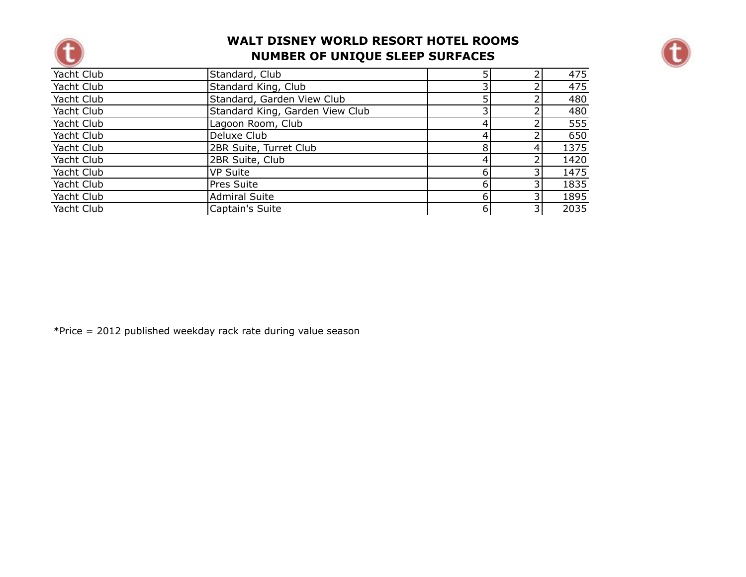## WALT DISNEY WORLD RESORT HOTEL ROOMS
## NUMBER OF UNIQUE SLEEP SURFACES

| | | | | |
|---|---|---|---|---|
| Yacht Club | Standard, Club | 5 | 2 | 475 |
| Yacht Club | Standard King, Club | 3 | 2 | 475 |
| Yacht Club | Standard, Garden View Club | 5 | 2 | 480 |
| Yacht Club | Standard King, Garden View Club | 3 | 2 | 480 |
| Yacht Club | Lagoon Room, Club | 4 | 2 | 555 |
| Yacht Club | Deluxe Club | 4 | 2 | 650 |
| Yacht Club | 2BR Suite, Turret Club | 8 | 4 | 1375 |
| Yacht Club | 2BR Suite, Club | 4 | 2 | 1420 |
| Yacht Club | VP Suite | 6 | 3 | 1475 |
| Yacht Club | Pres Suite | 6 | 3 | 1835 |
| Yacht Club | Admiral Suite | 6 | 3 | 1895 |
| Yacht Club | Captain's Suite | 6 | 3 | 2035 |

*Price = 2012 published weekday rack rate during value season